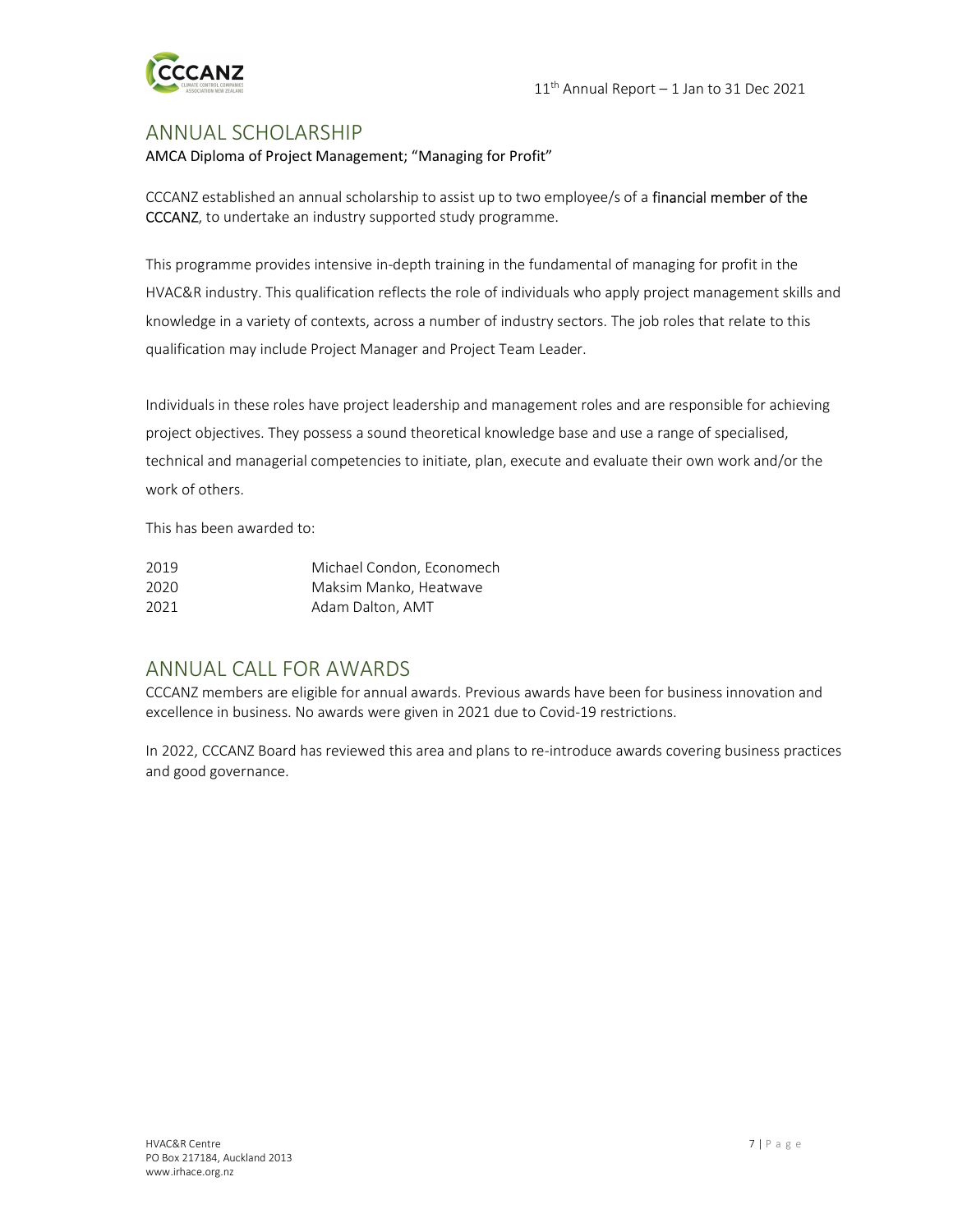## ANNUAL SCHOLARSHIP

AMCA Diploma of Project Management; "Managing for Profit"

CCCANZ established an annual scholarship to assist up to two employee/s of a financial member of the CCCANZ, to undertake an industry supported study programme.

This programme provides intensive in-depth training in the fundamental of managing for profit in the HVAC&R industry. This qualification reflects the role of individuals who apply project management skills and knowledge in a variety of contexts, across a number of industry sectors. The job roles that relate to this qualification may include Project Manager and Project Team Leader.

Individuals in these roles have project leadership and management roles and are responsible for achieving project objectives. They possess a sound theoretical knowledge base and use a range of specialised, technical and managerial competencies to initiate, plan, execute and evaluate their own work and/or the work of others.

This has been awarded to:

| | |
|---|---|
| 2019 | Michael Condon, Economech |
| 2020 | Maksim Manko, Heatwave |
| 2021 | Adam Dalton, AMT |

## ANNUAL CALL FOR AWARDS

CCCANZ members are eligible for annual awards. Previous awards have been for business innovation and excellence in business. No awards were given in 2021 due to Covid-19 restrictions.

In 2022, CCCANZ Board has reviewed this area and plans to re-introduce awards covering business practices and good governance.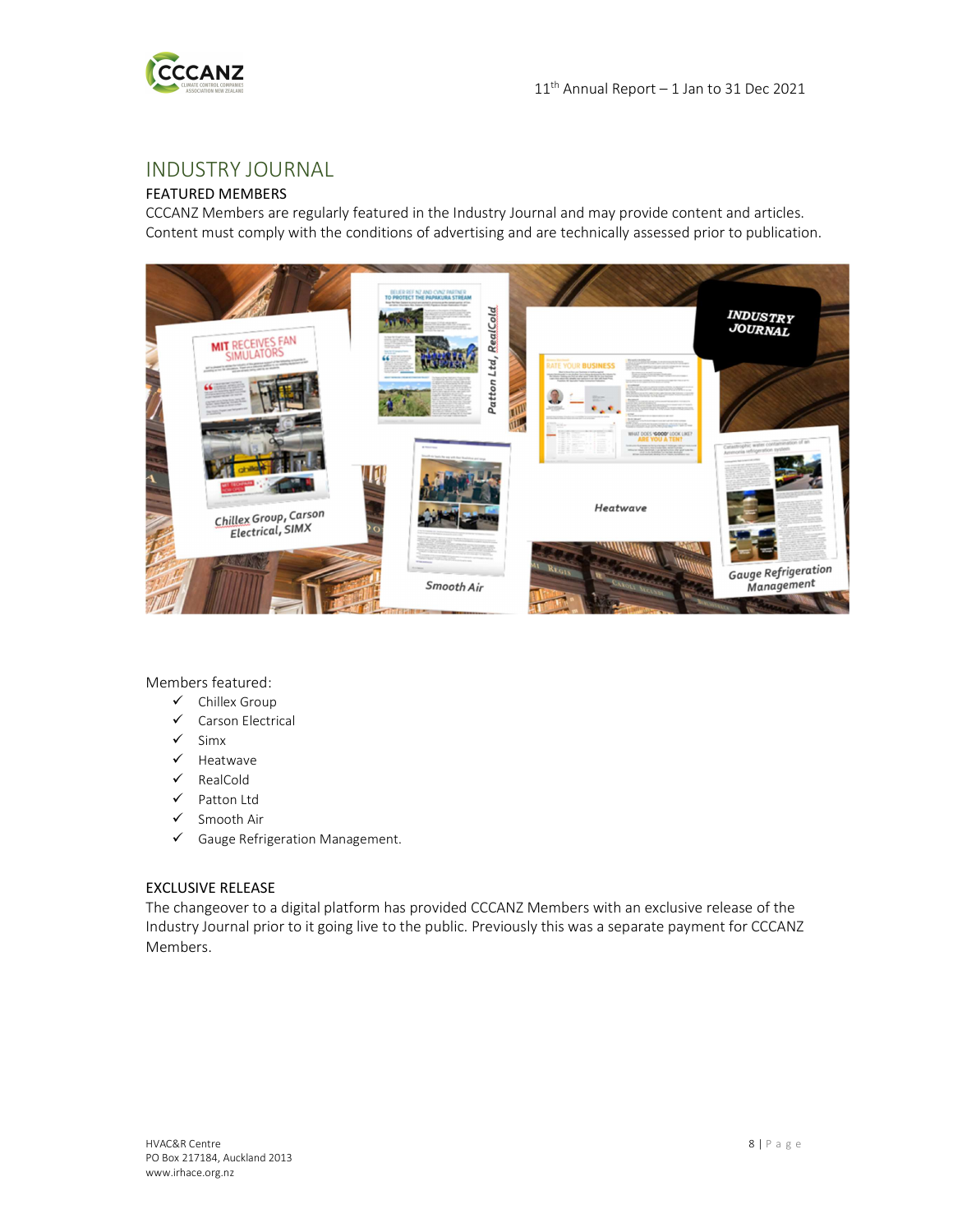## INDUSTRY JOURNAL

### FEATURED MEMBERS

CCCANZ Members are regularly featured in the Industry Journal and may provide content and articles. Content must comply with the conditions of advertising and are technically assessed prior to publication.

Members featured:

- ✓ Chillex Group
- ✓ Carson Electrical
- ✓ Simx
- ✓ Heatwave
- ✓ RealCold
- ✓ Patton Ltd
- ✓ Smooth Air
- ✓ Gauge Refrigeration Management.

### EXCLUSIVE RELEASE

The changeover to a digital platform has provided CCCANZ Members with an exclusive release of the Industry Journal prior to it going live to the public. Previously this was a separate payment for CCCANZ Members.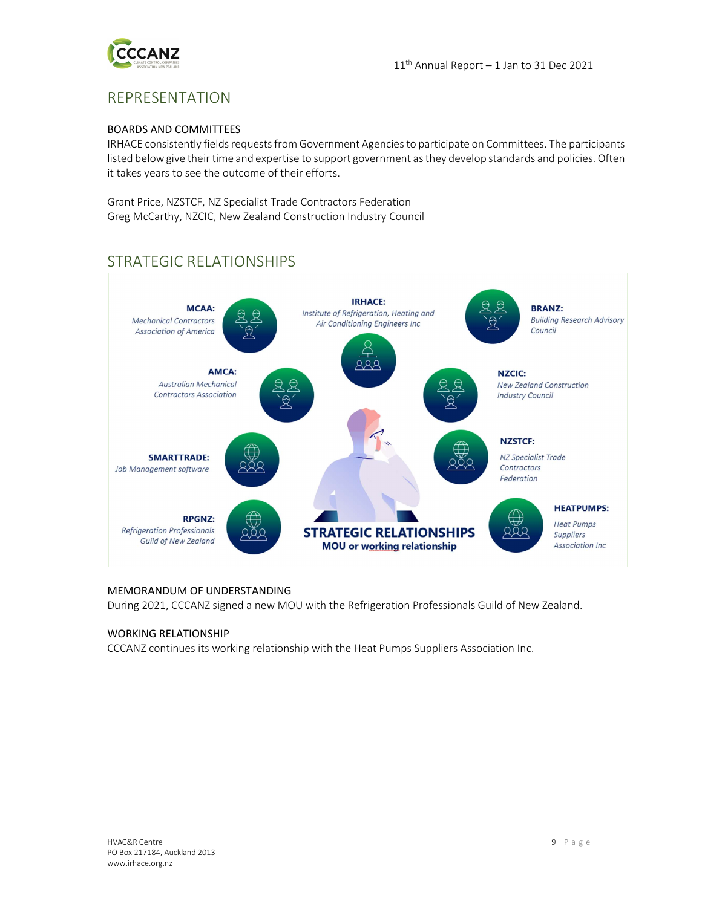## REPRESENTATION

### BOARDS AND COMMITTEES

IRHACE consistently fields requests from Government Agencies to participate on Committees. The participants listed below give their time and expertise to support government as they develop standards and policies. Often it takes years to see the outcome of their efforts.

Grant Price, NZSTCF, NZ Specialist Trade Contractors Federation
Greg McCarthy, NZCIC, New Zealand Construction Industry Council

## STRATEGIC RELATIONSHIPS

**MCAA:** *Mechanical Contractors Association of America*

**IRHACE:** *Institute of Refrigeration, Heating and Air Conditioning Engineers Inc*

**BRANZ:** *Building Research Advisory Council*

**AMCA:** *Australian Mechanical Contractors Association*

**NZCIC:** *New Zealand Construction Industry Council*

**SMARTTRADE:** *Job Management software*

**NZSTCF:** *NZ Specialist Trade Contractors Federation*

**RPGNZ:** *Refrigeration Professionals Guild of New Zealand*

**HEATPUMPS:** *Heat Pumps Suppliers Association Inc*

**STRATEGIC RELATIONSHIPS**
**MOU or working relationship**

### MEMORANDUM OF UNDERSTANDING

During 2021, CCCANZ signed a new MOU with the Refrigeration Professionals Guild of New Zealand.

### WORKING RELATIONSHIP

CCCANZ continues its working relationship with the Heat Pumps Suppliers Association Inc.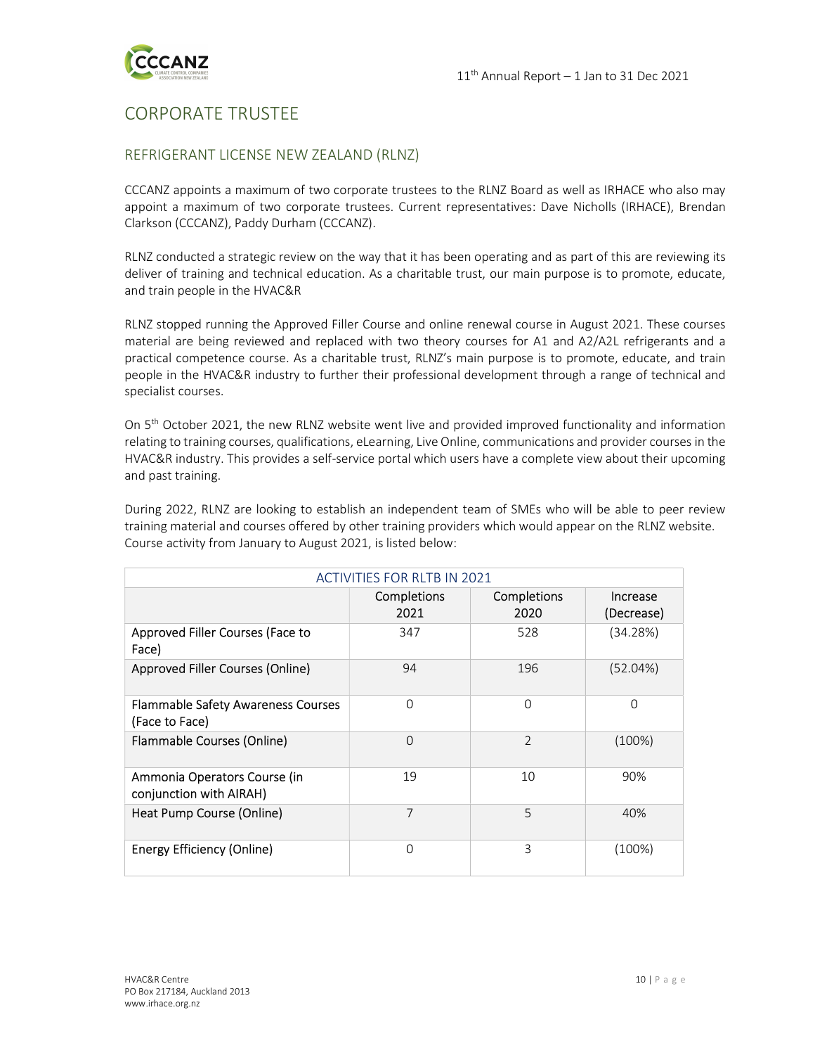# CORPORATE TRUSTEE

## REFRIGERANT LICENSE NEW ZEALAND (RLNZ)

CCCANZ appoints a maximum of two corporate trustees to the RLNZ Board as well as IRHACE who also may appoint a maximum of two corporate trustees. Current representatives: Dave Nicholls (IRHACE), Brendan Clarkson (CCCANZ), Paddy Durham (CCCANZ).

RLNZ conducted a strategic review on the way that it has been operating and as part of this are reviewing its deliver of training and technical education. As a charitable trust, our main purpose is to promote, educate, and train people in the HVAC&R

RLNZ stopped running the Approved Filler Course and online renewal course in August 2021. These courses material are being reviewed and replaced with two theory courses for A1 and A2/A2L refrigerants and a practical competence course. As a charitable trust, RLNZ's main purpose is to promote, educate, and train people in the HVAC&R industry to further their professional development through a range of technical and specialist courses.

On 5th October 2021, the new RLNZ website went live and provided improved functionality and information relating to training courses, qualifications, eLearning, Live Online, communications and provider courses in the HVAC&R industry. This provides a self-service portal which users have a complete view about their upcoming and past training.

During 2022, RLNZ are looking to establish an independent team of SMEs who will be able to peer review training material and courses offered by other training providers which would appear on the RLNZ website. Course activity from January to August 2021, is listed below:

| ACTIVITIES FOR RLTB IN 2021 | | | |
|---|---|---|---|
| | Completions 2021 | Completions 2020 | Increase (Decrease) |
| Approved Filler Courses (Face to Face) | 347 | 528 | (34.28%) |
| Approved Filler Courses (Online) | 94 | 196 | (52.04%) |
| Flammable Safety Awareness Courses (Face to Face) | 0 | 0 | 0 |
| Flammable Courses (Online) | 0 | 2 | (100%) |
| Ammonia Operators Course (in conjunction with AIRAH) | 19 | 10 | 90% |
| Heat Pump Course (Online) | 7 | 5 | 40% |
| Energy Efficiency (Online) | 0 | 3 | (100%) |